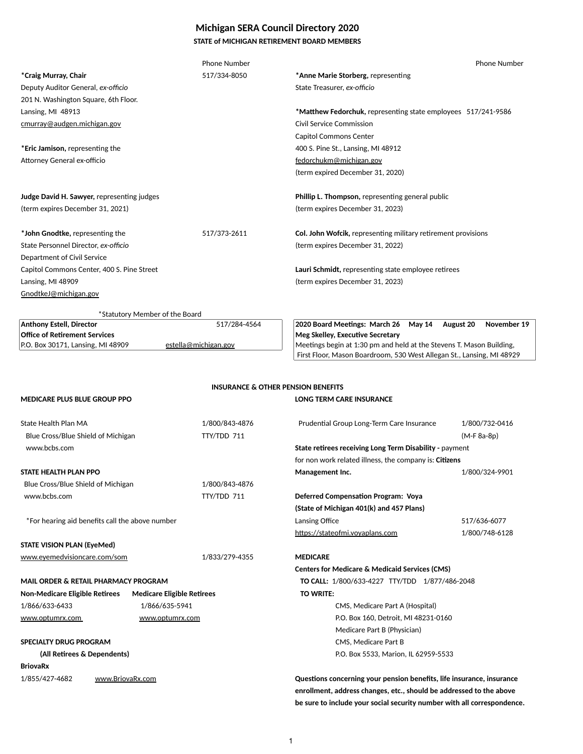# Michigan SERA Council Directory 2020

## STATE of MICHIGAN RETIREMENT BOARD MEMBERS

Phone Number

**\*Craig Murray, Chair** — 517/334-8050
Deputy Auditor General, *ex-officio*
201 N. Washington Square, 6th Floor.
Lansing, MI 48913
cmurray@audgen.michigan.gov

**\*Eric Jamison,** representing the
Attorney General ex-officio

**Judge David H. Sawyer,** representing judges
(term expires December 31, 2021)

**\*John Gnodtke,** representing the — 517/373-2611
State Personnel Director, *ex-officio*
Department of Civil Service
Capitol Commons Center, 400 S. Pine Street
Lansing, MI 48909
GnodtkeJ@michigan.gov

**\*Anne Marie Storberg,** representing
State Treasurer, *ex-officio*

**\*Matthew Fedorchuk,** representing state employees — 517/241-9586
Civil Service Commission
Capitol Commons Center
400 S. Pine St., Lansing, MI 48912
fedorchukm@michigan.gov
(term expired December 31, 2020)

**Phillip L. Thompson,** representing general public
(term expires December 31, 2023)

**Col. John Wofcik,** representing military retirement provisions
(term expires December 31, 2022)

**Lauri Schmidt,** representing state employee retirees
(term expires December 31, 2023)

\*Statutory Member of the Board

**Anthony Estell, Director** — 517/284-4564
**Office of Retirement Services**
P.O. Box 30171, Lansing, MI 48909 — estella@michigan.gov

**2020 Board Meetings: March 26 May 14 August 20 November 19**
**Meg Skelley, Executive Secretary**
Meetings begin at 1:30 pm and held at the Stevens T. Mason Building, First Floor, Mason Boardroom, 530 West Allegan St., Lansing, MI 48929

## INSURANCE & OTHER PENSION BENEFITS

**MEDICARE PLUS BLUE GROUP PPO**

State Health Plan MA — 1/800/843-4876
Blue Cross/Blue Shield of Michigan — TTY/TDD 711
www.bcbs.com

**STATE HEALTH PLAN PPO**
Blue Cross/Blue Shield of Michigan — 1/800/843-4876
www.bcbs.com — TTY/TDD 711

\*For hearing aid benefits call the above number

**STATE VISION PLAN (EyeMed)**
www.eyemedvisioncare.com/som — 1/833/279-4355

**MAIL ORDER & RETAIL PHARMACY PROGRAM**

| Non-Medicare Eligible Retirees | Medicare Eligible Retirees |
|---|---|
| 1/866/633-6433 | 1/866/635-5941 |
| www.optumrx.com | www.optumrx.com |

**SPECIALTY DRUG PROGRAM**
**(All Retirees & Dependents)**
**BriovaRx**
1/855/427-4682 — www.BriovaRx.com

**LONG TERM CARE INSURANCE**

Prudential Group Long-Term Care Insurance — 1/800/732-0416 (M-F 8a-8p)

**State retirees receiving Long Term Disability -** payment for non work related illness, the company is: **Citizens Management Inc.** — 1/800/324-9901

**Deferred Compensation Program: Voya**
**(State of Michigan 401(k) and 457 Plans)**
Lansing Office — 517/636-6077
https://stateofmi.voyaplans.com — 1/800/748-6128

**MEDICARE**
**Centers for Medicare & Medicaid Services (CMS)**
**TO CALL:** 1/800/633-4227 TTY/TDD 1/877/486-2048
**TO WRITE:**
CMS, Medicare Part A (Hospital)
P.O. Box 160, Detroit, MI 48231-0160
Medicare Part B (Physician)
CMS, Medicare Part B
P.O. Box 5533, Marion, IL 62959-5533

**Questions concerning your pension benefits, life insurance, insurance enrollment, address changes, etc., should be addressed to the above be sure to include your social security number with all correspondence.**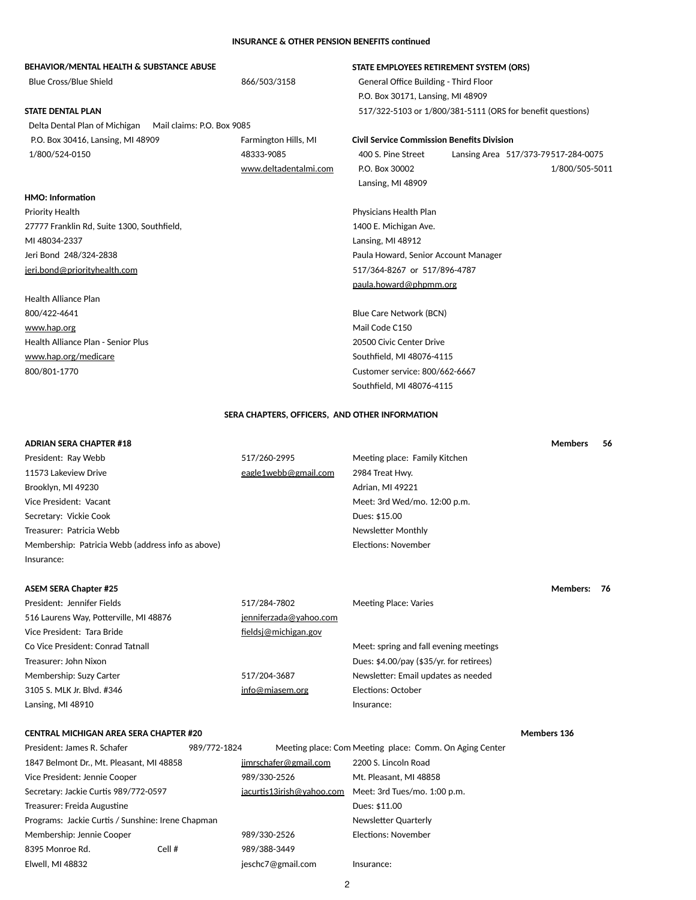## INSURANCE & OTHER PENSION BENEFITS continued

**BEHAVIOR/MENTAL HEALTH & SUBSTANCE ABUSE**
Blue Cross/Blue Shield 866/503/3158

**STATE DENTAL PLAN**
Delta Dental Plan of Michigan
P.O. Box 30416, Lansing, MI 48909
1/800/524-0150
Mail claims: P.O. Box 9085
Farmington Hills, MI 48333-9085
www.deltadentalmi.com

**STATE EMPLOYEES RETIREMENT SYSTEM (ORS)**
General Office Building - Third Floor
P.O. Box 30171, Lansing, MI 48909
517/322-5103 or 1/800/381-5111 (ORS for benefit questions)

**Civil Service Commission Benefits Division**
400 S. Pine Street
P.O. Box 30002
Lansing, MI 48909
Lansing Area 517/373-79517-284-0075
1/800/505-5011

**HMO: Information**

Priority Health
27777 Franklin Rd, Suite 1300, Southfield,
MI 48034-2337
Jeri Bond 248/324-2838
jeri.bond@priorityhealth.com

Health Alliance Plan
800/422-4641
www.hap.org
Health Alliance Plan - Senior Plus
www.hap.org/medicare
800/801-1770

Physicians Health Plan
1400 E. Michigan Ave.
Lansing, MI 48912
Paula Howard, Senior Account Manager
517/364-8267 or 517/896-4787
paula.howard@phpmm.org

Blue Care Network (BCN)
Mail Code C150
20500 Civic Center Drive
Southfield, MI 48076-4115
Customer service: 800/662-6667
Southfield, MI 48076-4115

## SERA CHAPTERS, OFFICERS, AND OTHER INFORMATION

**ADRIAN SERA CHAPTER #18** — **Members 56**

President: Ray Webb 517/260-2995
11573 Lakeview Drive eagle1webb@gmail.com
Brooklyn, MI 49230
Vice President: Vacant
Secretary: Vickie Cook
Treasurer: Patricia Webb
Membership: Patricia Webb (address info as above)
Insurance:

Meeting place: Family Kitchen
2984 Treat Hwy.
Adrian, MI 49221
Meet: 3rd Wed/mo. 12:00 p.m.
Dues: $15.00
Newsletter Monthly
Elections: November

**ASEM SERA Chapter #25** — **Members: 76**

President: Jennifer Fields 517/284-7802
516 Laurens Way, Potterville, MI 48876 jenniferzada@yahoo.com
Vice President: Tara Bride fieldsj@michigan.gov
Co Vice President: Conrad Tatnall
Treasurer: John Nixon
Membership: Suzy Carter 517/204-3687
3105 S. MLK Jr. Blvd. #346 info@miasem.org
Lansing, MI 48910

Meeting Place: Varies
Meet: spring and fall evening meetings
Dues: $4.00/pay ($35/yr. for retirees)
Newsletter: Email updates as needed
Elections: October
Insurance:

**CENTRAL MICHIGAN AREA SERA CHAPTER #20** — **Members 136**

President: James R. Schafer 989/772-1824
1847 Belmont Dr., Mt. Pleasant, MI 48858 jimrschafer@gmail.com
Vice President: Jennie Cooper 989/330-2526
Secretary: Jackie Curtis 989/772-0597 jacurtis13irish@yahoo.com
Treasurer: Freida Augustine
Programs: Jackie Curtis / Sunshine: Irene Chapman
Membership: Jennie Cooper 989/330-2526
8395 Monroe Rd. Cell # 989/388-3449
Elwell, MI 48832 jeschc7@gmail.com

Meeting place: Com Meeting place: Comm. On Aging Center
2200 S. Lincoln Road
Mt. Pleasant, MI 48858
Meet: 3rd Tues/mo. 1:00 p.m.
Dues: $11.00
Newsletter Quarterly
Elections: November
Insurance: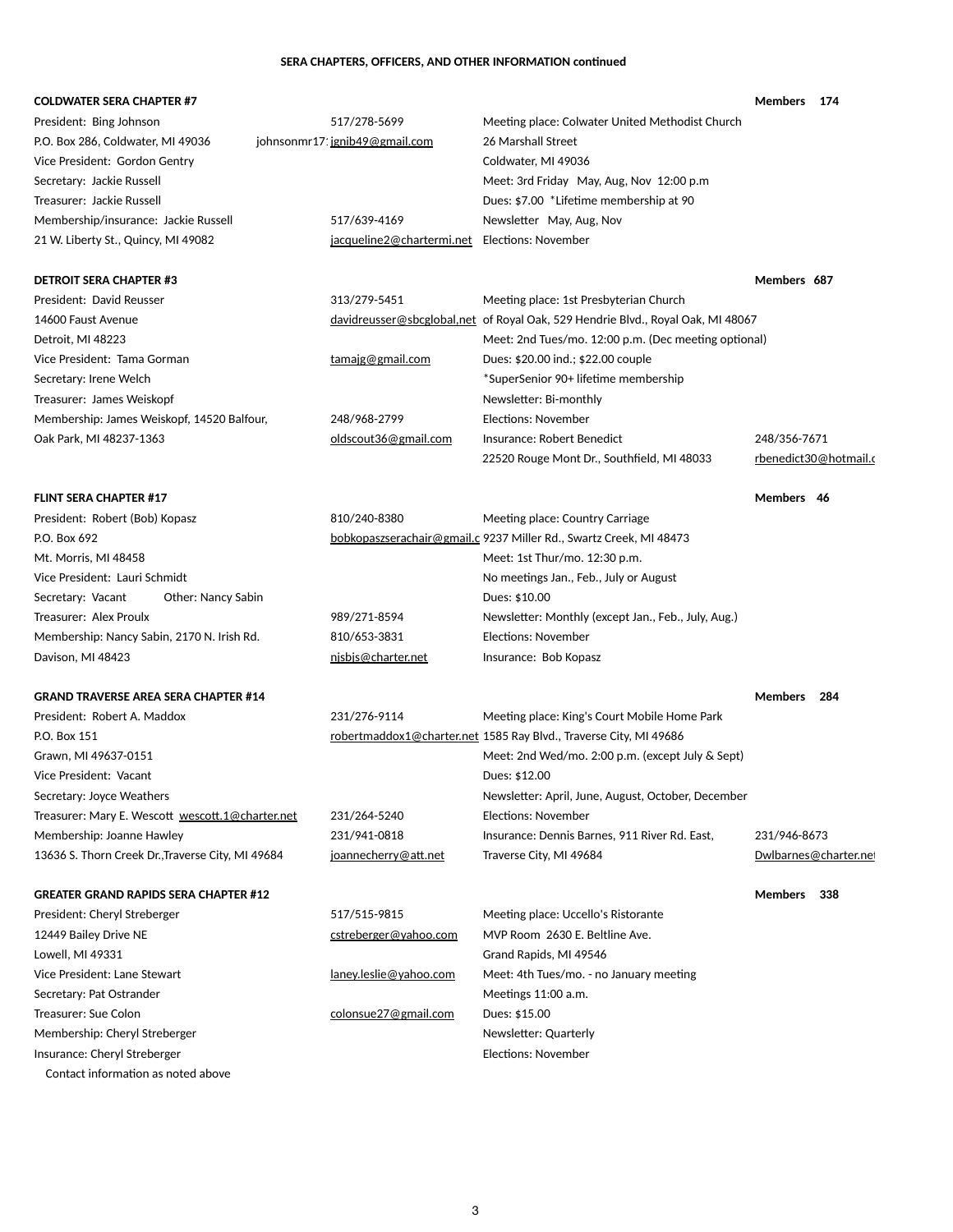**SERA CHAPTERS, OFFICERS, AND OTHER INFORMATION continued**

### COLDWATER SERA CHAPTER #7 — Members 174

| | | | |
|---|---|---|---|
| President: Bing Johnson | 517/278-5699 | Meeting place: Colwater United Methodist Church | |
| P.O. Box 286, Coldwater, MI 49036 johnsonmr17: | jgnib49@gmail.com | 26 Marshall Street | |
| Vice President: Gordon Gentry | | Coldwater, MI 49036 | |
| Secretary: Jackie Russell | | Meet: 3rd Friday May, Aug, Nov 12:00 p.m | |
| Treasurer: Jackie Russell | | Dues: $7.00 *Lifetime membership at 90 | |
| Membership/insurance: Jackie Russell | 517/639-4169 | Newsletter May, Aug, Nov | |
| 21 W. Liberty St., Quincy, MI 49082 | jacqueline2@chartermi.net | Elections: November | |

### DETROIT SERA CHAPTER #3 — Members 687

| | | | |
|---|---|---|---|
| President: David Reusser | 313/279-5451 | Meeting place: 1st Presbyterian Church | |
| 14600 Faust Avenue | davidreusser@sbcglobal.net | of Royal Oak, 529 Hendrie Blvd., Royal Oak, MI 48067 | |
| Detroit, MI 48223 | | Meet: 2nd Tues/mo. 12:00 p.m. (Dec meeting optional) | |
| Vice President: Tama Gorman | tamajg@gmail.com | Dues: $20.00 ind.; $22.00 couple | |
| Secretary: Irene Welch | | *SuperSenior 90+ lifetime membership | |
| Treasurer: James Weiskopf | | Newsletter: Bi-monthly | |
| Membership: James Weiskopf, 14520 Balfour, | 248/968-2799 | Elections: November | |
| Oak Park, MI 48237-1363 | oldscout36@gmail.com | Insurance: Robert Benedict | 248/356-7671 |
| | | 22520 Rouge Mont Dr., Southfield, MI 48033 | rbenedict30@hotmail.c |

### FLINT SERA CHAPTER #17 — Members 46

| | | |
|---|---|---|
| President: Robert (Bob) Kopasz | 810/240-8380 | Meeting place: Country Carriage |
| P.O. Box 692 | bobkopaszserachair@gmail.c | 9237 Miller Rd., Swartz Creek, MI 48473 |
| Mt. Morris, MI 48458 | | Meet: 1st Thur/mo. 12:30 p.m. |
| Vice President: Lauri Schmidt | | No meetings Jan., Feb., July or August |
| Secretary: Vacant Other: Nancy Sabin | | Dues: $10.00 |
| Treasurer: Alex Proulx | 989/271-8594 | Newsletter: Monthly (except Jan., Feb., July, Aug.) |
| Membership: Nancy Sabin, 2170 N. Irish Rd. | 810/653-3831 | Elections: November |
| Davison, MI 48423 | njsbjs@charter.net | Insurance: Bob Kopasz |

### GRAND TRAVERSE AREA SERA CHAPTER #14 — Members 284

| | | | |
|---|---|---|---|
| President: Robert A. Maddox | 231/276-9114 | Meeting place: King's Court Mobile Home Park | |
| P.O. Box 151 | robertmaddox1@charter.net | 1585 Ray Blvd., Traverse City, MI 49686 | |
| Grawn, MI 49637-0151 | | Meet: 2nd Wed/mo. 2:00 p.m. (except July & Sept) | |
| Vice President: Vacant | | Dues: $12.00 | |
| Secretary: Joyce Weathers | | Newsletter: April, June, August, October, December | |
| Treasurer: Mary E. Wescott wescott.1@charter.net | 231/264-5240 | Elections: November | |
| Membership: Joanne Hawley | 231/941-0818 | Insurance: Dennis Barnes, 911 River Rd. East, | 231/946-8673 |
| 13636 S. Thorn Creek Dr.,Traverse City, MI 49684 | joannecherry@att.net | Traverse City, MI 49684 | Dwlbarnes@charter.net |

### GREATER GRAND RAPIDS SERA CHAPTER #12 — Members 338

| | | |
|---|---|---|
| President: Cheryl Streberger | 517/515-9815 | Meeting place: Uccello's Ristorante |
| 12449 Bailey Drive NE | cstreberger@yahoo.com | MVP Room 2630 E. Beltline Ave. |
| Lowell, MI 49331 | | Grand Rapids, MI 49546 |
| Vice President: Lane Stewart | laney.leslie@yahoo.com | Meet: 4th Tues/mo. - no January meeting |
| Secretary: Pat Ostrander | | Meetings 11:00 a.m. |
| Treasurer: Sue Colon | colonsue27@gmail.com | Dues: $15.00 |
| Membership: Cheryl Streberger | | Newsletter: Quarterly |
| Insurance: Cheryl Streberger | | Elections: November |
| Contact information as noted above | | |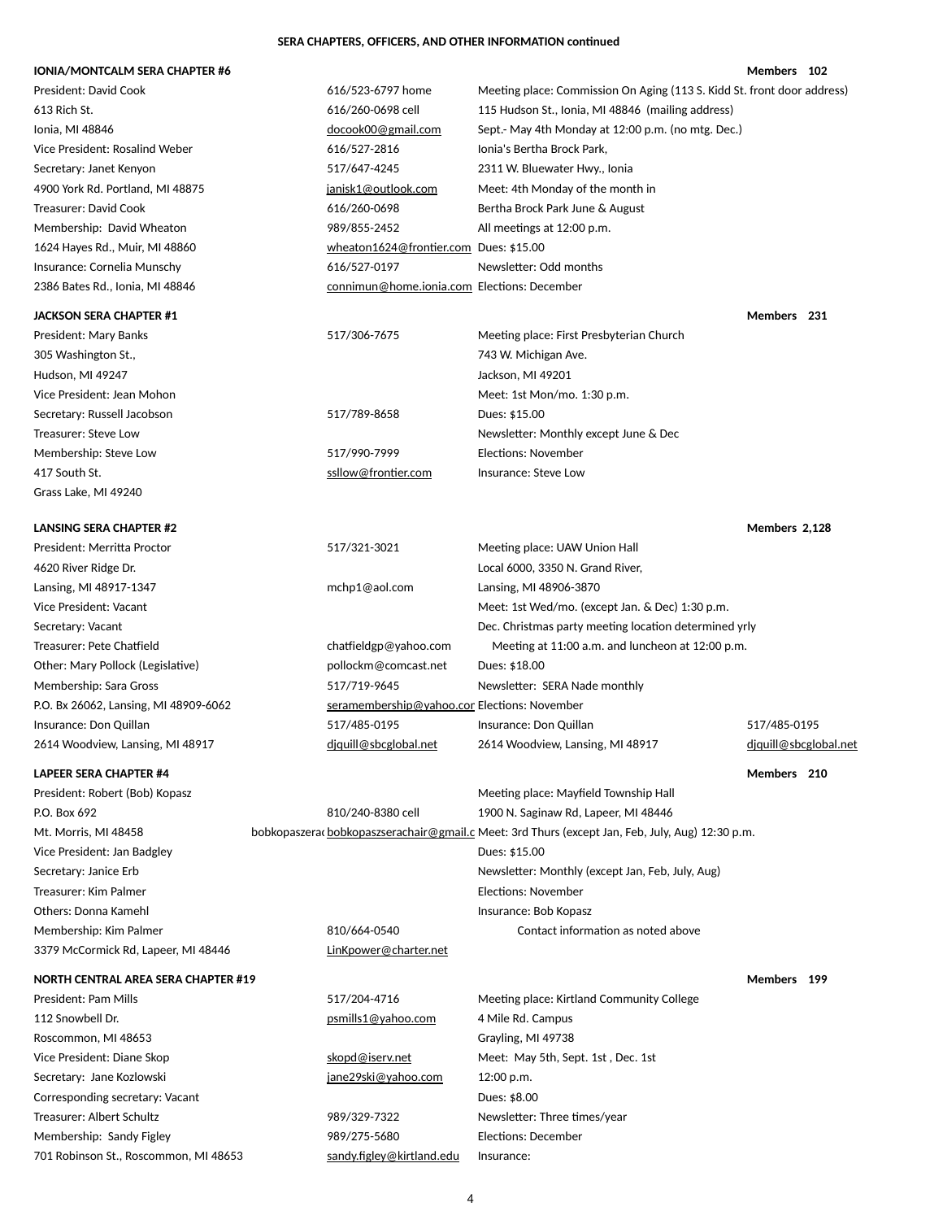**SERA CHAPTERS, OFFICERS, AND OTHER INFORMATION continued**

**IONIA/MONTCALM SERA CHAPTER #6** — **Members 102**

| | | |
|---|---|---|
| President: David Cook | 616/523-6797 home | Meeting place: Commission On Aging (113 S. Kidd St. front door address) |
| 613 Rich St. | 616/260-0698 cell | 115 Hudson St., Ionia, MI 48846 (mailing address) |
| Ionia, MI 48846 | docook00@gmail.com | Sept.- May 4th Monday at 12:00 p.m. (no mtg. Dec.) |
| Vice President: Rosalind Weber | 616/527-2816 | Ionia's Bertha Brock Park, |
| Secretary: Janet Kenyon | 517/647-4245 | 2311 W. Bluewater Hwy., Ionia |
| 4900 York Rd. Portland, MI 48875 | janisk1@outlook.com | Meet: 4th Monday of the month in |
| Treasurer: David Cook | 616/260-0698 | Bertha Brock Park June & August |
| Membership: David Wheaton | 989/855-2452 | All meetings at 12:00 p.m. |
| 1624 Hayes Rd., Muir, MI 48860 | wheaton1624@frontier.com | Dues: $15.00 |
| Insurance: Cornelia Munschy | 616/527-0197 | Newsletter: Odd months |
| 2386 Bates Rd., Ionia, MI 48846 | connimun@home.ionia.com | Elections: December |

**JACKSON SERA CHAPTER #1** — **Members 231**

| | | |
|---|---|---|
| President: Mary Banks | 517/306-7675 | Meeting place: First Presbyterian Church |
| 305 Washington St., | | 743 W. Michigan Ave. |
| Hudson, MI 49247 | | Jackson, MI 49201 |
| Vice President: Jean Mohon | | Meet: 1st Mon/mo. 1:30 p.m. |
| Secretary: Russell Jacobson | 517/789-8658 | Dues: $15.00 |
| Treasurer: Steve Low | | Newsletter: Monthly except June & Dec |
| Membership: Steve Low | 517/990-7999 | Elections: November |
| 417 South St. | ssllow@frontier.com | Insurance: Steve Low |
| Grass Lake, MI 49240 | | |

**LANSING SERA CHAPTER #2** — **Members 2,128**

| | | | |
|---|---|---|---|
| President: Merritta Proctor | 517/321-3021 | Meeting place: UAW Union Hall | |
| 4620 River Ridge Dr. | | Local 6000, 3350 N. Grand River, | |
| Lansing, MI 48917-1347 | mchp1@aol.com | Lansing, MI 48906-3870 | |
| Vice President: Vacant | | Meet: 1st Wed/mo. (except Jan. & Dec) 1:30 p.m. | |
| Secretary: Vacant | | Dec. Christmas party meeting location determined yrly | |
| Treasurer: Pete Chatfield | chatfieldgp@yahoo.com | Meeting at 11:00 a.m. and luncheon at 12:00 p.m. | |
| Other: Mary Pollock (Legislative) | pollockm@comcast.net | Dues: $18.00 | |
| Membership: Sara Gross | 517/719-9645 | Newsletter: SERA Nade monthly | |
| P.O. Bx 26062, Lansing, MI 48909-6062 | seramembership@yahoo.com | Elections: November | |
| Insurance: Don Quillan | 517/485-0195 | Insurance: Don Quillan | 517/485-0195 |
| 2614 Woodview, Lansing, MI 48917 | djquill@sbcglobal.net | 2614 Woodview, Lansing, MI 48917 | djquill@sbcglobal.net |

**LAPEER SERA CHAPTER #4** — **Members 210**

| | | |
|---|---|---|
| President: Robert (Bob) Kopasz | | Meeting place: Mayfield Township Hall |
| P.O. Box 692 | 810/240-8380 cell | 1900 N. Saginaw Rd, Lapeer, MI 48446 |
| Mt. Morris, MI 48458 | bobkopaszserachair@gmail.com | Meet: 3rd Thurs (except Jan, Feb, July, Aug) 12:30 p.m. |
| Vice President: Jan Badgley | | Dues: $15.00 |
| Secretary: Janice Erb | | Newsletter: Monthly (except Jan, Feb, July, Aug) |
| Treasurer: Kim Palmer | | Elections: November |
| Others: Donna Kamehl | | Insurance: Bob Kopasz |
| Membership: Kim Palmer | 810/664-0540 | Contact information as noted above |
| 3379 McCormick Rd, Lapeer, MI 48446 | LinKpower@charter.net | |

**NORTH CENTRAL AREA SERA CHAPTER #19** — **Members 199**

| | | |
|---|---|---|
| President: Pam Mills | 517/204-4716 | Meeting place: Kirtland Community College |
| 112 Snowbell Dr. | psmills1@yahoo.com | 4 Mile Rd. Campus |
| Roscommon, MI 48653 | | Grayling, MI 49738 |
| Vice President: Diane Skop | skopd@iserv.net | Meet: May 5th, Sept. 1st , Dec. 1st |
| Secretary: Jane Kozlowski | jane29ski@yahoo.com | 12:00 p.m. |
| Corresponding secretary: Vacant | | Dues: $8.00 |
| Treasurer: Albert Schultz | 989/329-7322 | Newsletter: Three times/year |
| Membership: Sandy Figley | 989/275-5680 | Elections: December |
| 701 Robinson St., Roscommon, MI 48653 | sandy.figley@kirtland.edu | Insurance: |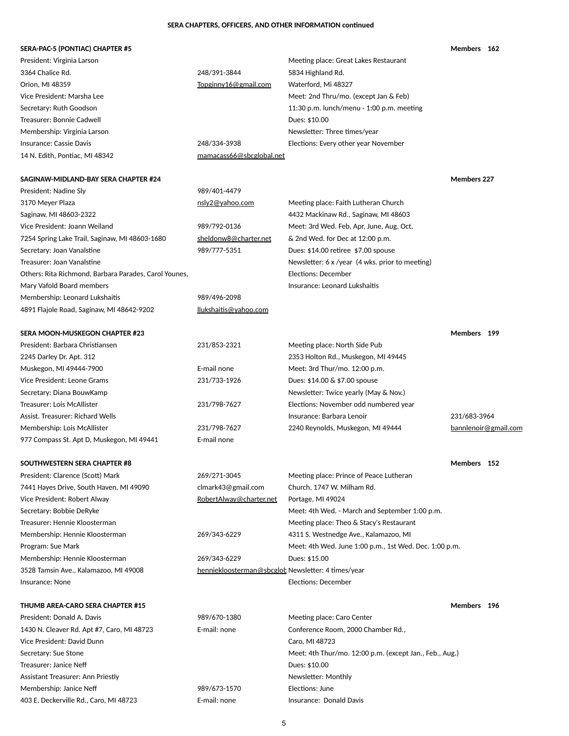**SERA CHAPTERS, OFFICERS, AND OTHER INFORMATION continued**

**SERA-PAC-5 (PONTIAC) CHAPTER #5** — **Members 162**

| | | |
|---|---|---|
| President: Virginia Larson | | Meeting place: Great Lakes Restaurant |
| 3364 Chalice Rd. | 248/391-3844 | 5834 Highland Rd. |
| Orion, MI 48359 | Topginny16@gmail.com | Waterford, Mi 48327 |
| Vice President: Marsha Lee | | Meet: 2nd Thru/mo. (except Jan & Feb) |
| Secretary: Ruth Goodson | | 11:30 p.m. lunch/menu - 1:00 p.m. meeting |
| Treasurer: Bonnie Cadwell | | Dues: $10.00 |
| Membership: Virginia Larson | | Newsletter: Three times/year |
| Insurance: Cassie Davis | 248/334-3938 | Elections: Every other year November |
| 14 N. Edith, Pontiac, MI 48342 | mamacass66@sbcglobal.net | |

**SAGINAW-MIDLAND-BAY SERA CHAPTER #24** — **Members 227**

| | | |
|---|---|---|
| President: Nadine Sly | 989/401-4479 | |
| 3170 Meyer Plaza | nsly2@yahoo.com | Meeting place: Faith Lutheran Church |
| Saginaw, MI 48603-2322 | | 4432 Mackinaw Rd., Saginaw, MI 48603 |
| Vice President: Joann Weiland | 989/792-0136 | Meet: 3rd Wed. Feb, Apr, June, Aug, Oct, |
| 7254 Spring Lake Trail, Saginaw, MI 48603-1680 | sheldonw8@charter.net | & 2nd Wed. for Dec at 12:00 p.m. |
| Secretary: Joan Vanalstine | 989/777-5351 | Dues: $14.00 retiree $7.00 spouse |
| Treasurer: Joan Vanalstine | | Newsletter: 6 x /year (4 wks. prior to meeting) |
| Others: Rita Richmond, Barbara Parades, Carol Younes, | | Elections: December |
| Mary Vafold Board members | | Insurance: Leonard Lukshaitis |
| Membership: Leonard Lukshaitis | 989/496-2098 | |
| 4891 Flajole Road, Saginaw, MI 48642-9202 | llukshaitis@yahoo.com | |

**SERA MOON-MUSKEGON CHAPTER #23** — **Members 199**

| | | | |
|---|---|---|---|
| President: Barbara Christiansen | 231/853-2321 | Meeting place: North Side Pub | |
| 2245 Darley Dr. Apt. 312 | | 2353 Holton Rd., Muskegon, MI 49445 | |
| Muskegon, MI 49444-7900 | E-mail none | Meet: 3rd Thur/mo. 12:00 p.m. | |
| Vice President: Leone Grams | 231/733-1926 | Dues: $14.00 & $7.00 spouse | |
| Secretary: Diana BouwKamp | | Newsletter: Twice yearly (May & Nov.) | |
| Treasurer: Lois McAllister | 231/798-7627 | Elections: November odd numbered year | |
| Assist. Treasurer: Richard Wells | | Insurance: Barbara Lenoir | 231/683-3964 |
| Membership: Lois McAllister | 231/798-7627 | 2240 Reynolds, Muskegon, MI 49444 | bannlenoir@gmail.com |
| 977 Compass St. Apt D, Muskegon, MI 49441 | E-mail none | | |

**SOUTHWESTERN SERA CHAPTER #8** — **Members 152**

| | | |
|---|---|---|
| President: Clarence (Scott) Mark | 269/271-3045 | Meeting place: Prince of Peace Lutheran |
| 7441 Hayes Drive, South Haven, MI 49090 | clmark43@gmail.com | Church, 1747 W. Milham Rd. |
| Vice President: Robert Alway | RobertAlway@charter.net | Portage, MI 49024 |
| Secretary: Bobbie DeRyke | | Meet: 4th Wed. - March and September 1:00 p.m. |
| Treasurer: Hennie Kloosterman | | Meeting place: Theo & Stacy's Restaurant |
| Membership: Hennie Kloosterman | 269/343-6229 | 4311 S. Westnedge Ave., Kalamazoo, MI |
| Program: Sue Mark | | Meet: 4th Wed. June 1:00 p.m., 1st Wed. Dec. 1:00 p.m. |
| Membership: Hennie Kloosterman | 269/343-6229 | Dues: $15.00 |
| 3528 Tamsin Ave., Kalamazoo, MI 49008 | henniekloosterman@sbcglob | Newsletter: 4 times/year |
| Insurance: None | | Elections: December |

**THUMB AREA-CARO SERA CHAPTER #15** — **Members 196**

| | | |
|---|---|---|
| President: Donald A. Davis | 989/670-1380 | Meeting place: Caro Center |
| 1430 N. Cleaver Rd. Apt #7, Caro, MI 48723 | E-mail: none | Conference Room, 2000 Chamber Rd., |
| Vice President: David Dunn | | Caro, MI 48723 |
| Secretary: Sue Stone | | Meet: 4th Thur/mo. 12:00 p.m. (except Jan., Feb., Aug.) |
| Treasurer: Janice Neff | | Dues: $10.00 |
| Assistant Treasurer: Ann Priestly | | Newsletter: Monthly |
| Membership: Janice Neff | 989/673-1570 | Elections: June |
| 403 E. Deckerville Rd., Caro, MI 48723 | E-mail: none | Insurance: Donald Davis |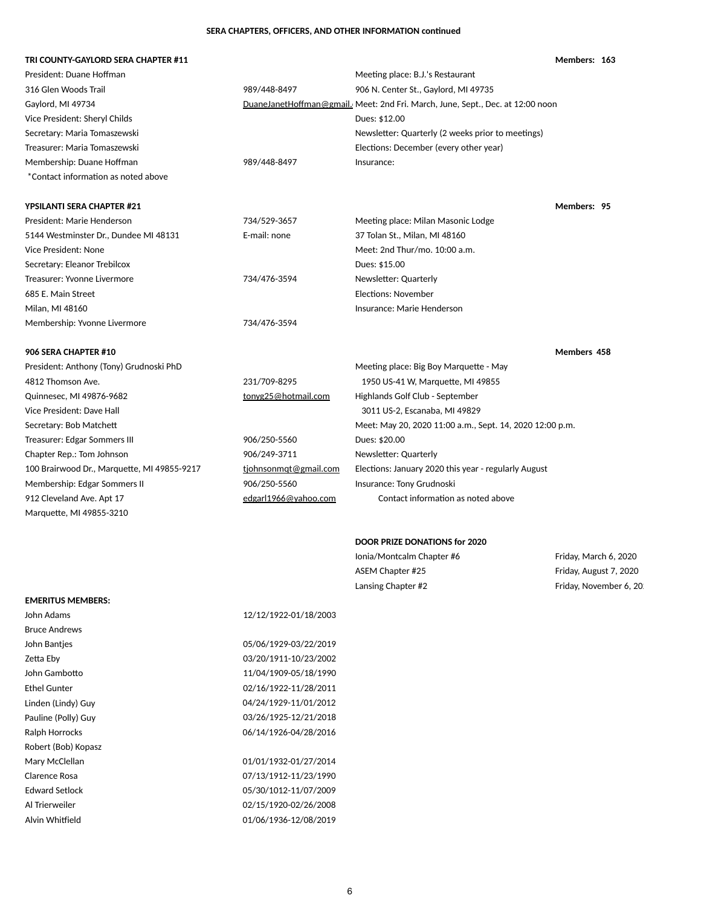**SERA CHAPTERS, OFFICERS, AND OTHER INFORMATION continued**

**TRI COUNTY-GAYLORD SERA CHAPTER #11** — **Members: 163**

President: Duane Hoffman
316 Glen Woods Trail — 989/448-8497
Gaylord, MI 49734 — DuaneJanetHoffman@gmail.
Vice President: Sheryl Childs
Secretary: Maria Tomaszewski
Treasurer: Maria Tomaszewski
Membership: Duane Hoffman — 989/448-8497
*Contact information as noted above

Meeting place: B.J.'s Restaurant
906 N. Center St., Gaylord, MI 49735
Meet: 2nd Fri. March, June, Sept., Dec. at 12:00 noon
Dues: $12.00
Newsletter: Quarterly (2 weeks prior to meetings)
Elections: December (every other year)
Insurance:

**YPSILANTI SERA CHAPTER #21** — **Members: 95**

President: Marie Henderson — 734/529-3657
5144 Westminster Dr., Dundee MI 48131 — E-mail: none
Vice President: None
Secretary: Eleanor Trebilcox
Treasurer: Yvonne Livermore — 734/476-3594
685 E. Main Street
Milan, MI 48160
Membership: Yvonne Livermore — 734/476-3594

Meeting place: Milan Masonic Lodge
37 Tolan St., Milan, MI 48160
Meet: 2nd Thur/mo. 10:00 a.m.
Dues: $15.00
Newsletter: Quarterly
Elections: November
Insurance: Marie Henderson

**906 SERA CHAPTER #10** — **Members 458**

President: Anthony (Tony) Grudnoski PhD
4812 Thomson Ave. — 231/709-8295
Quinnesec, MI 49876-9682 — tonyg25@hotmail.com
Vice President: Dave Hall
Secretary: Bob Matchett
Treasurer: Edgar Sommers III — 906/250-5560
Chapter Rep.: Tom Johnson — 906/249-3711
100 Brairwood Dr., Marquette, MI 49855-9217 — tjohnsonmqt@gmail.com
Membership: Edgar Sommers II — 906/250-5560
912 Cleveland Ave. Apt 17 — edgarl1966@yahoo.com
Marquette, MI 49855-3210

Meeting place: Big Boy Marquette - May
1950 US-41 W, Marquette, MI 49855
Highlands Golf Club - September
3011 US-2, Escanaba, MI 49829
Meet: May 20, 2020 11:00 a.m., Sept. 14, 2020 12:00 p.m.
Dues: $20.00
Newsletter: Quarterly
Elections: January 2020 this year - regularly August
Insurance: Tony Grudnoski
Contact information as noted above

**DOOR PRIZE DONATIONS for 2020**

| Chapter | Date |
|---|---|
| Ionia/Montcalm Chapter #6 | Friday, March 6, 2020 |
| ASEM Chapter #25 | Friday, August 7, 2020 |
| Lansing Chapter #2 | Friday, November 6, 20 |

**EMERITUS MEMBERS:**

| Name | Dates |
|---|---|
| John Adams | 12/12/1922-01/18/2003 |
| Bruce Andrews | |
| John Bantjes | 05/06/1929-03/22/2019 |
| Zetta Eby | 03/20/1911-10/23/2002 |
| John Gambotto | 11/04/1909-05/18/1990 |
| Ethel Gunter | 02/16/1922-11/28/2011 |
| Linden (Lindy) Guy | 04/24/1929-11/01/2012 |
| Pauline (Polly) Guy | 03/26/1925-12/21/2018 |
| Ralph Horrocks | 06/14/1926-04/28/2016 |
| Robert (Bob) Kopasz | |
| Mary McClellan | 01/01/1932-01/27/2014 |
| Clarence Rosa | 07/13/1912-11/23/1990 |
| Edward Setlock | 05/30/1012-11/07/2009 |
| Al Trierweiler | 02/15/1920-02/26/2008 |
| Alvin Whitfield | 01/06/1936-12/08/2019 |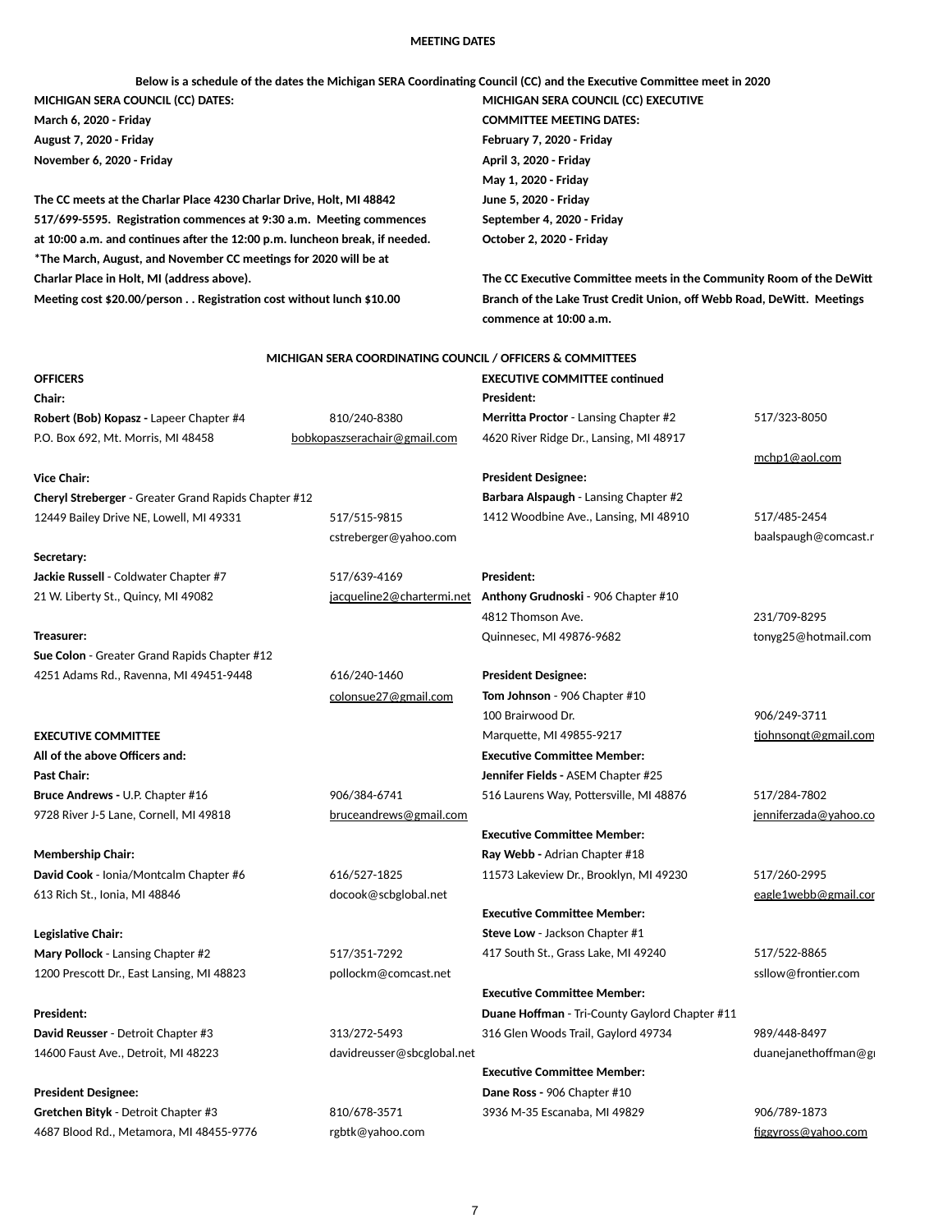**MEETING DATES**

**Below is a schedule of the dates the Michigan SERA Coordinating Council (CC) and the Executive Committee meet in 2020**

**MICHIGAN SERA COUNCIL (CC) DATES:**
**March 6, 2020 - Friday**
**August 7, 2020 - Friday**
**November 6, 2020 - Friday**

**The CC meets at the Charlar Place 4230 Charlar Drive, Holt, MI 48842 517/699-5595. Registration commences at 9:30 a.m. Meeting commences at 10:00 a.m. and continues after the 12:00 p.m. luncheon break, if needed.**
**\*The March, August, and November CC meetings for 2020 will be at Charlar Place in Holt, MI (address above).**
**Meeting cost $20.00/person . . Registration cost without lunch $10.00**

**MICHIGAN SERA COUNCIL (CC) EXECUTIVE COMMITTEE MEETING DATES:**
**February 7, 2020 - Friday**
**April 3, 2020 - Friday**
**May 1, 2020 - Friday**
**June 5, 2020 - Friday**
**September 4, 2020 - Friday**
**October 2, 2020 - Friday**

**The CC Executive Committee meets in the Community Room of the DeWitt Branch of the Lake Trust Credit Union, off Webb Road, DeWitt. Meetings commence at 10:00 a.m.**

**MICHIGAN SERA COORDINATING COUNCIL / OFFICERS & COMMITTEES**

**OFFICERS**

**Chair:**
**Robert (Bob) Kopasz -** Lapeer Chapter #4 — 810/240-8380
P.O. Box 692, Mt. Morris, MI 48458 — bobkopaszserachair@gmail.com

**Vice Chair:**
**Cheryl Streberger** - Greater Grand Rapids Chapter #12
12449 Bailey Drive NE, Lowell, MI 49331 — 517/515-9815
cstreberger@yahoo.com

**Secretary:**
**Jackie Russell** - Coldwater Chapter #7 — 517/639-4169
21 W. Liberty St., Quincy, MI 49082 — jacqueline2@chartermi.net

**Treasurer:**
**Sue Colon** - Greater Grand Rapids Chapter #12
4251 Adams Rd., Ravenna, MI 49451-9448 — 616/240-1460
colonsue27@gmail.com

**EXECUTIVE COMMITTEE**
**All of the above Officers and:**

**Past Chair:**
**Bruce Andrews -** U.P. Chapter #16 — 906/384-6741
9728 River J-5 Lane, Cornell, MI 49818 — bruceandrews@gmail.com

**Membership Chair:**
**David Cook** - Ionia/Montcalm Chapter #6 — 616/527-1825
613 Rich St., Ionia, MI 48846 — docook@scbglobal.net

**Legislative Chair:**
**Mary Pollock** - Lansing Chapter #2 — 517/351-7292
1200 Prescott Dr., East Lansing, MI 48823 — pollockm@comcast.net

**President:**
**David Reusser** - Detroit Chapter #3 — 313/272-5493
14600 Faust Ave., Detroit, MI 48223 — davidreusser@sbcglobal.net

**President Designee:**
**Gretchen Bityk** - Detroit Chapter #3 — 810/678-3571
4687 Blood Rd., Metamora, MI 48455-9776 — rgbtk@yahoo.com

**EXECUTIVE COMMITTEE continued**

**President:**
**Merritta Proctor** - Lansing Chapter #2 — 517/323-8050
4620 River Ridge Dr., Lansing, MI 48917 — mchp1@aol.com

**President Designee:**
**Barbara Alspaugh** - Lansing Chapter #2
1412 Woodbine Ave., Lansing, MI 48910 — 517/485-2454
baalspaugh@comcast.n

**President:**
**Anthony Grudnoski** - 906 Chapter #10
4812 Thomson Ave. — 231/709-8295
Quinnesec, MI 49876-9682 — tonyg25@hotmail.com

**President Designee:**
**Tom Johnson** - 906 Chapter #10
100 Brairwood Dr. — 906/249-3711
Marquette, MI 49855-9217 — tjohnsongt@gmail.com

**Executive Committee Member:**
**Jennifer Fields -** ASEM Chapter #25
516 Laurens Way, Pottersville, MI 48876 — 517/284-7802
jenniferzada@yahoo.co

**Executive Committee Member:**
**Ray Webb -** Adrian Chapter #18
11573 Lakeview Dr., Brooklyn, MI 49230 — 517/260-2995
eagle1webb@gmail.cor

**Executive Committee Member:**
**Steve Low** - Jackson Chapter #1
417 South St., Grass Lake, MI 49240 — 517/522-8865
ssllow@frontier.com

**Executive Committee Member:**
**Duane Hoffman** - Tri-County Gaylord Chapter #11
316 Glen Woods Trail, Gaylord 49734 — 989/448-8497
duanejanethoffman@gr

**Executive Committee Member:**
**Dane Ross -** 906 Chapter #10
3936 M-35 Escanaba, MI 49829 — 906/789-1873
figgyross@yahoo.com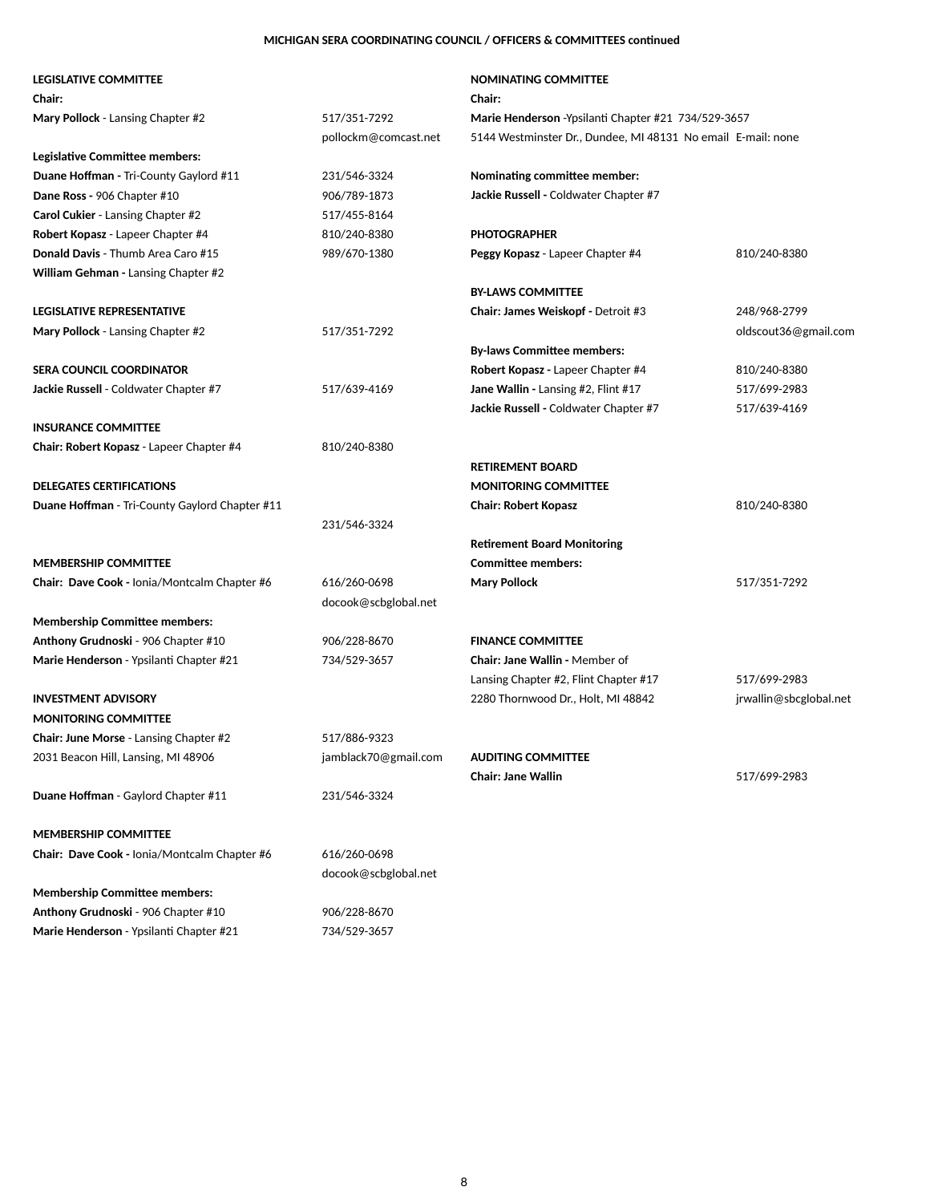**MICHIGAN SERA COORDINATING COUNCIL / OFFICERS & COMMITTEES continued**

**LEGISLATIVE COMMITTEE**
**Chair:**
**Mary Pollock** - Lansing Chapter #2 — 517/351-7292
pollockm@comcast.net

**Legislative Committee members:**
**Duane Hoffman -** Tri-County Gaylord #11 — 231/546-3324
**Dane Ross -** 906 Chapter #10 — 906/789-1873
**Carol Cukier** - Lansing Chapter #2 — 517/455-8164
**Robert Kopasz** - Lapeer Chapter #4 — 810/240-8380
**Donald Davis** - Thumb Area Caro #15 — 989/670-1380
**William Gehman -** Lansing Chapter #2

**LEGISLATIVE REPRESENTATIVE**
**Mary Pollock** - Lansing Chapter #2 — 517/351-7292

**SERA COUNCIL COORDINATOR**
**Jackie Russell** - Coldwater Chapter #7 — 517/639-4169

**INSURANCE COMMITTEE**
**Chair: Robert Kopasz** - Lapeer Chapter #4 — 810/240-8380

**DELEGATES CERTIFICATIONS**
**Duane Hoffman** - Tri-County Gaylord Chapter #11 — 231/546-3324

**MEMBERSHIP COMMITTEE**
**Chair: Dave Cook -** Ionia/Montcalm Chapter #6 — 616/260-0698
docook@scbglobal.net

**Membership Committee members:**
**Anthony Grudnoski** - 906 Chapter #10 — 906/228-8670
**Marie Henderson** - Ypsilanti Chapter #21 — 734/529-3657

**INVESTMENT ADVISORY MONITORING COMMITTEE**
**Chair: June Morse** - Lansing Chapter #2 — 517/886-9323
2031 Beacon Hill, Lansing, MI 48906 — jamblack70@gmail.com

**Duane Hoffman** - Gaylord Chapter #11 — 231/546-3324

**MEMBERSHIP COMMITTEE**
**Chair: Dave Cook -** Ionia/Montcalm Chapter #6 — 616/260-0698
docook@scbglobal.net

**Membership Committee members:**
**Anthony Grudnoski** - 906 Chapter #10 — 906/228-8670
**Marie Henderson** - Ypsilanti Chapter #21 — 734/529-3657

**NOMINATING COMMITTEE**
**Chair:**
**Marie Henderson** -Ypsilanti Chapter #21 734/529-3657
5144 Westminster Dr., Dundee, MI 48131 No email E-mail: none

**Nominating committee member:**
**Jackie Russell -** Coldwater Chapter #7

**PHOTOGRAPHER**
**Peggy Kopasz** - Lapeer Chapter #4 — 810/240-8380

**BY-LAWS COMMITTEE**
**Chair: James Weiskopf -** Detroit #3 — 248/968-2799
oldscout36@gmail.com

**By-laws Committee members:**
**Robert Kopasz -** Lapeer Chapter #4 — 810/240-8380
**Jane Wallin -** Lansing #2, Flint #17 — 517/699-2983
**Jackie Russell -** Coldwater Chapter #7 — 517/639-4169

**RETIREMENT BOARD MONITORING COMMITTEE**
**Chair: Robert Kopasz** — 810/240-8380

**Retirement Board Monitoring Committee members:**
**Mary Pollock** — 517/351-7292

**FINANCE COMMITTEE**
**Chair: Jane Wallin -** Member of Lansing Chapter #2, Flint Chapter #17 — 517/699-2983
2280 Thornwood Dr., Holt, MI 48842 — jrwallin@sbcglobal.net

**AUDITING COMMITTEE**
**Chair: Jane Wallin** — 517/699-2983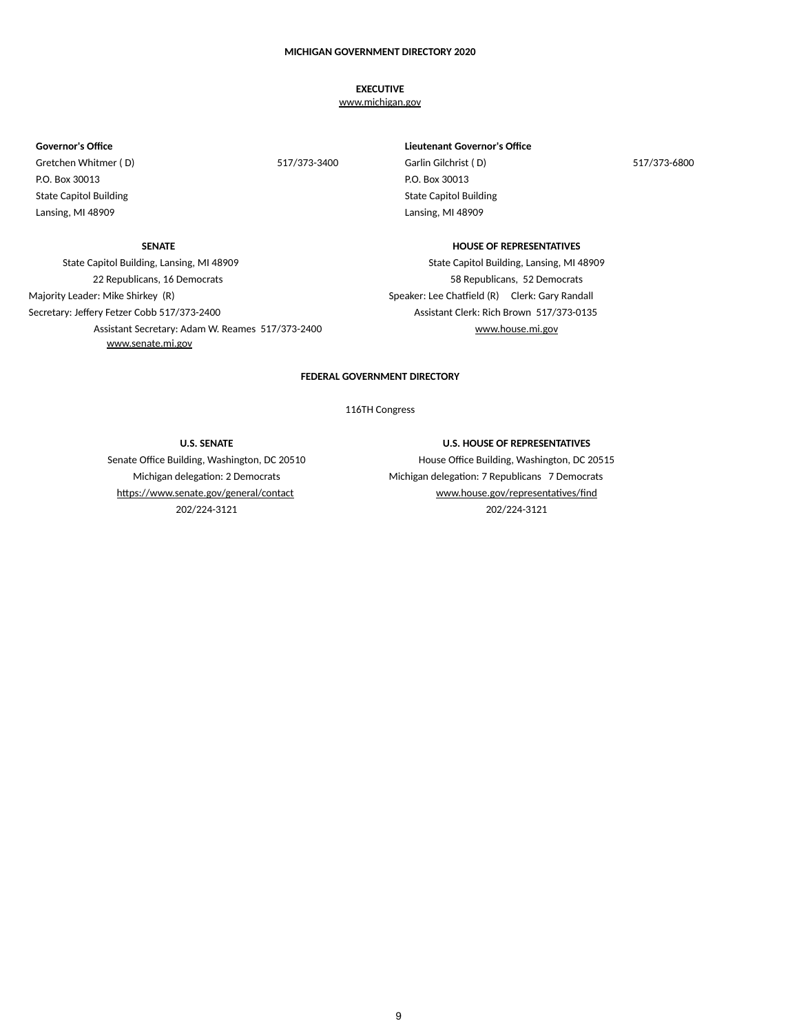# MICHIGAN GOVERNMENT DIRECTORY 2020

## EXECUTIVE

www.michigan.gov

**Governor's Office**
Gretchen Whitmer ( D) 517/373-3400
P.O. Box 30013
State Capitol Building
Lansing, MI 48909

**Lieutenant Governor's Office**
Garlin Gilchrist ( D) 517/373-6800
P.O. Box 30013
State Capitol Building
Lansing, MI 48909

### SENATE

State Capitol Building, Lansing, MI 48909
22 Republicans, 16 Democrats
Majority Leader: Mike Shirkey (R)
Secretary: Jeffery Fetzer Cobb 517/373-2400
Assistant Secretary: Adam W. Reames 517/373-2400
www.senate.mi.gov

### HOUSE OF REPRESENTATIVES

State Capitol Building, Lansing, MI 48909
58 Republicans, 52 Democrats
Speaker: Lee Chatfield (R) Clerk: Gary Randall
Assistant Clerk: Rich Brown 517/373-0135
www.house.mi.gov

# FEDERAL GOVERNMENT DIRECTORY

116TH Congress

### U.S. SENATE

Senate Office Building, Washington, DC 20510
Michigan delegation: 2 Democrats
https://www.senate.gov/general/contact
202/224-3121

### U.S. HOUSE OF REPRESENTATIVES

House Office Building, Washington, DC 20515
Michigan delegation: 7 Republicans 7 Democrats
www.house.gov/representatives/find
202/224-3121